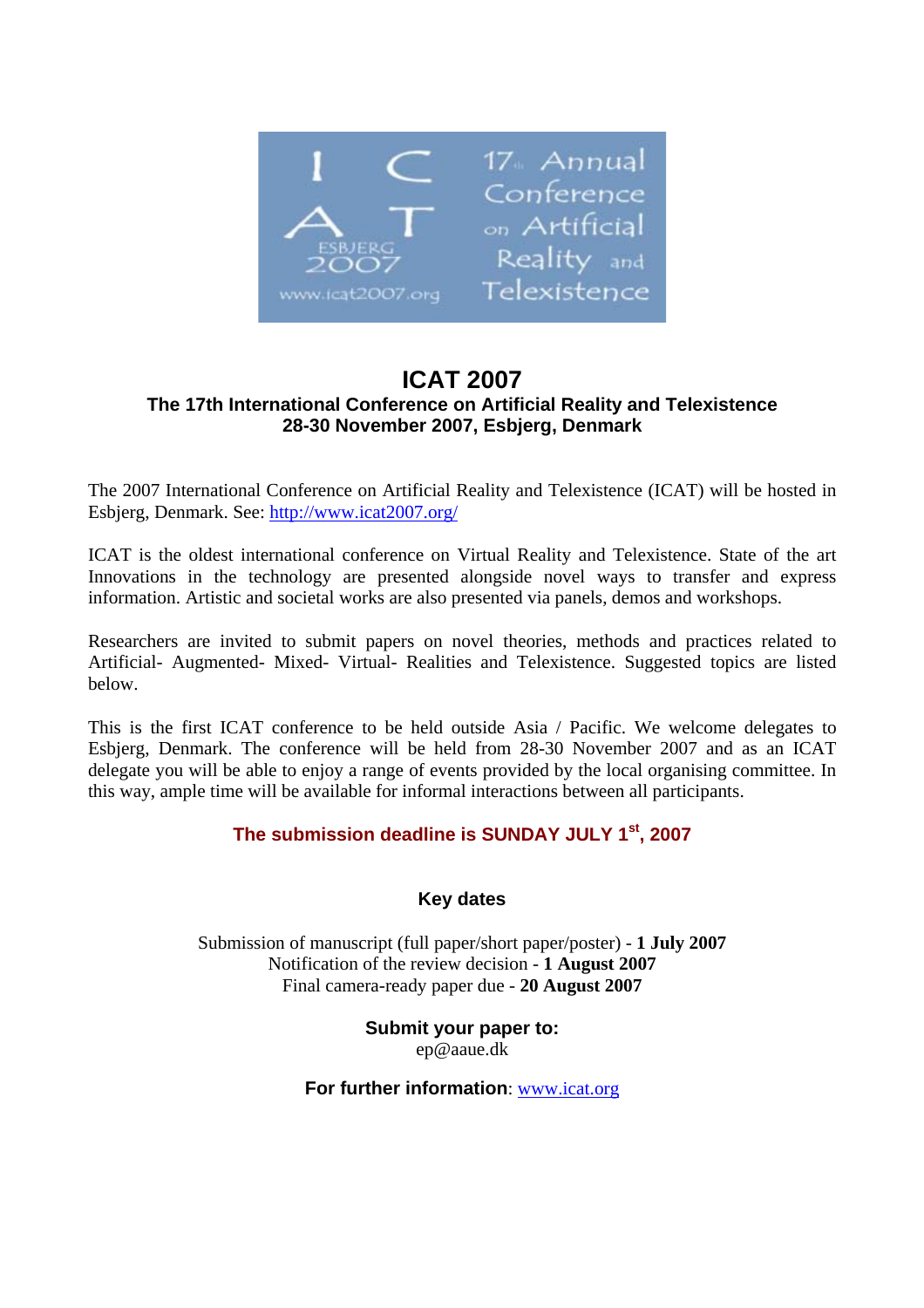# ICAT 2007

### The 17th International Conference on Artificial Reality and Telexistence

### 28-30 November 2007, Esbjerg, Denmark

The 2007 International Conference on Artificial Reality and Telexistence (ICAT) will be hosted in Esbjerg, Denmark. See: http://www.icat2007.org/

ICAT is the oldest international conference on Virtual Reality and Telexistence. State of the art Innovations in the technology are presented alongside novel ways to transfer and express information. Artistic and societal works are also presented via panels, demos and workshops.

Researchers are invited to submit papers on novel theories, methods and practices related to Artificial- Augmented- Mixed- Virtual- Realities and Telexistence. Suggested topics are listed below.

This is the first ICAT conference to be held outside Asia / Pacific. We welcome delegates to Esbjerg, Denmark. The conference will be held from 28-30 November 2007 and as an ICAT delegate you will be able to enjoy a range of events provided by the local organising committee. In this way, ample time will be available for informal interactions between all participants.

**The submission deadline is SUNDAY JULY 1st, 2007**

### Key dates

Submission of manuscript (full paper/short paper/poster) - **1 July 2007**
Notification of the review decision - **1 August 2007**
Final camera-ready paper due - **20 August 2007**

**Submit your paper to:**
ep@aaue.dk

**For further information**: www.icat.org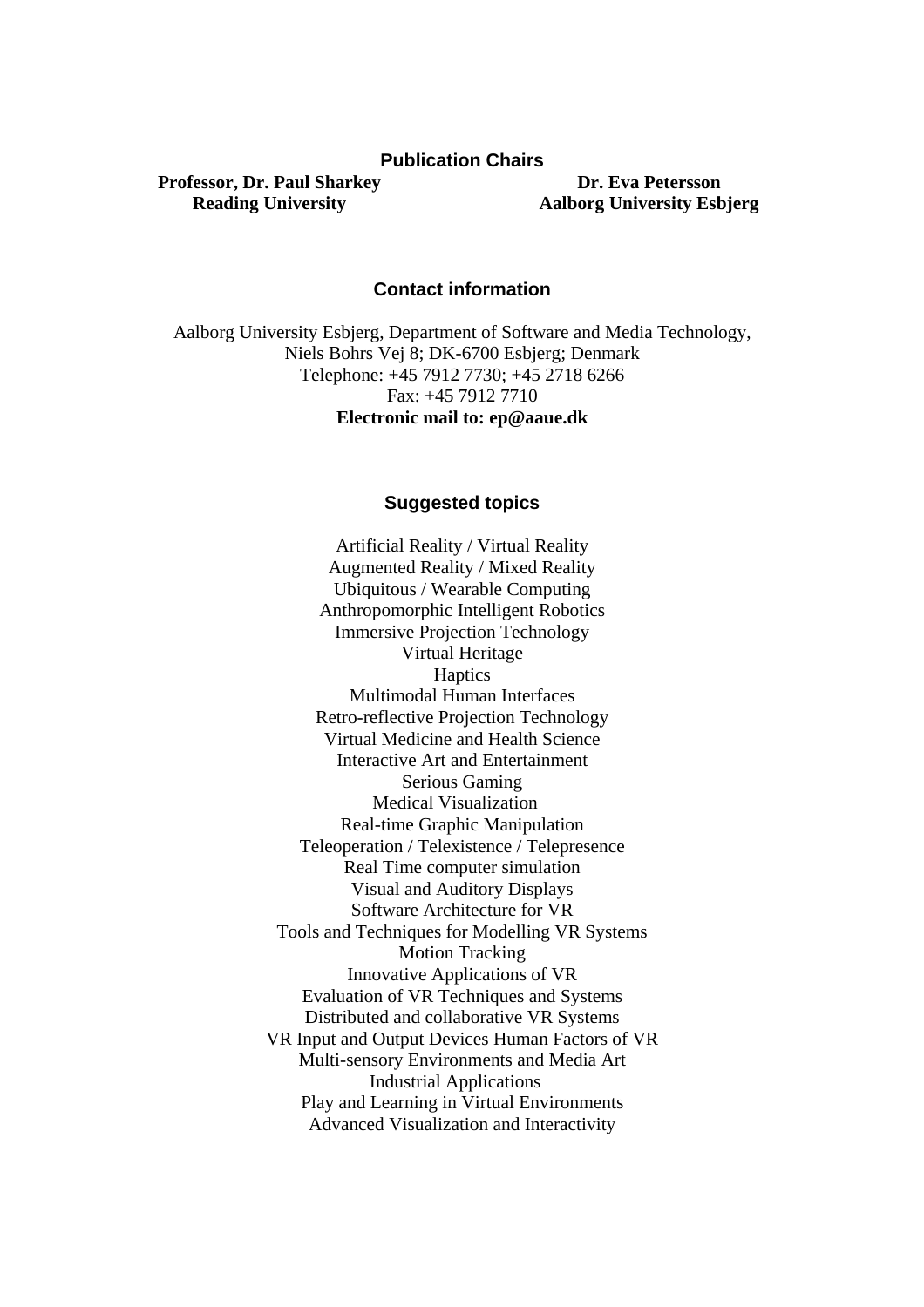## Publication Chairs

**Professor, Dr. Paul Sharkey**
**Reading University**

**Dr. Eva Petersson**
**Aalborg University Esbjerg**

## Contact information

Aalborg University Esbjerg, Department of Software and Media Technology,
Niels Bohrs Vej 8; DK-6700 Esbjerg; Denmark
Telephone: +45 7912 7730; +45 2718 6266
Fax: +45 7912 7710
**Electronic mail to: ep@aaue.dk**

## Suggested topics

Artificial Reality / Virtual Reality
Augmented Reality / Mixed Reality
Ubiquitous / Wearable Computing
Anthropomorphic Intelligent Robotics
Immersive Projection Technology
Virtual Heritage
Haptics
Multimodal Human Interfaces
Retro-reflective Projection Technology
Virtual Medicine and Health Science
Interactive Art and Entertainment
Serious Gaming
Medical Visualization
Real-time Graphic Manipulation
Teleoperation / Telexistence / Telepresence
Real Time computer simulation
Visual and Auditory Displays
Software Architecture for VR
Tools and Techniques for Modelling VR Systems
Motion Tracking
Innovative Applications of VR
Evaluation of VR Techniques and Systems
Distributed and collaborative VR Systems
VR Input and Output Devices Human Factors of VR
Multi-sensory Environments and Media Art
Industrial Applications
Play and Learning in Virtual Environments
Advanced Visualization and Interactivity